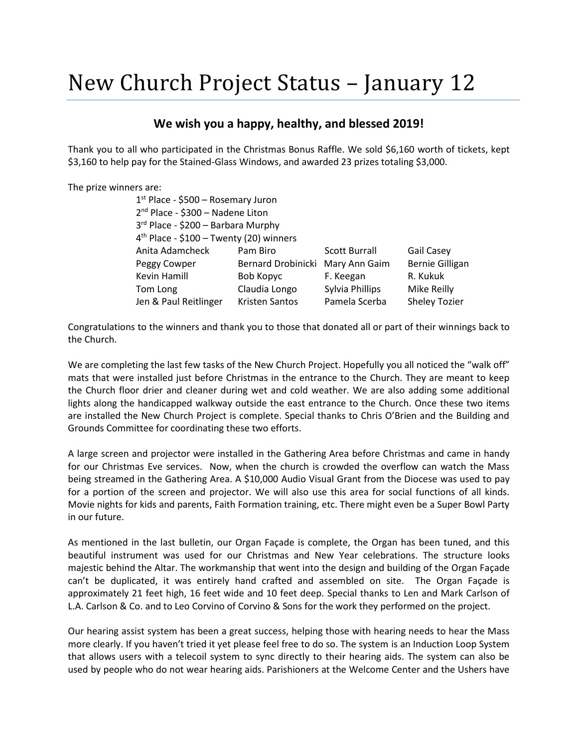# New Church Project Status – January 12

### We wish you a happy, healthy, and blessed 2019!

Thank you to all who participated in the Christmas Bonus Raffle. We sold $6,160 worth of tickets, kept $3,160 to help pay for the Stained-Glass Windows, and awarded 23 prizes totaling $3,000.

The prize winners are:

1st Place - $500 – Rosemary Juron
2nd Place - $300 – Nadene Liton
3rd Place - $200 – Barbara Murphy
4th Place - $100 – Twenty (20) winners

| | | | |
|---|---|---|---|
| Anita Adamcheck | Pam Biro | Scott Burrall | Gail Casey |
| Peggy Cowper | Bernard Drobinicki | Mary Ann Gaim | Bernie Gilligan |
| Kevin Hamill | Bob Kopyc | F. Keegan | R. Kukuk |
| Tom Long | Claudia Longo | Sylvia Phillips | Mike Reilly |
| Jen & Paul Reitlinger | Kristen Santos | Pamela Scerba | Sheley Tozier |

Congratulations to the winners and thank you to those that donated all or part of their winnings back to the Church.

We are completing the last few tasks of the New Church Project. Hopefully you all noticed the "walk off" mats that were installed just before Christmas in the entrance to the Church. They are meant to keep the Church floor drier and cleaner during wet and cold weather. We are also adding some additional lights along the handicapped walkway outside the east entrance to the Church. Once these two items are installed the New Church Project is complete. Special thanks to Chris O'Brien and the Building and Grounds Committee for coordinating these two efforts.

A large screen and projector were installed in the Gathering Area before Christmas and came in handy for our Christmas Eve services. Now, when the church is crowded the overflow can watch the Mass being streamed in the Gathering Area. A $10,000 Audio Visual Grant from the Diocese was used to pay for a portion of the screen and projector. We will also use this area for social functions of all kinds. Movie nights for kids and parents, Faith Formation training, etc. There might even be a Super Bowl Party in our future.

As mentioned in the last bulletin, our Organ Façade is complete, the Organ has been tuned, and this beautiful instrument was used for our Christmas and New Year celebrations. The structure looks majestic behind the Altar. The workmanship that went into the design and building of the Organ Façade can't be duplicated, it was entirely hand crafted and assembled on site. The Organ Façade is approximately 21 feet high, 16 feet wide and 10 feet deep. Special thanks to Len and Mark Carlson of L.A. Carlson & Co. and to Leo Corvino of Corvino & Sons for the work they performed on the project.

Our hearing assist system has been a great success, helping those with hearing needs to hear the Mass more clearly. If you haven't tried it yet please feel free to do so. The system is an Induction Loop System that allows users with a telecoil system to sync directly to their hearing aids. The system can also be used by people who do not wear hearing aids. Parishioners at the Welcome Center and the Ushers have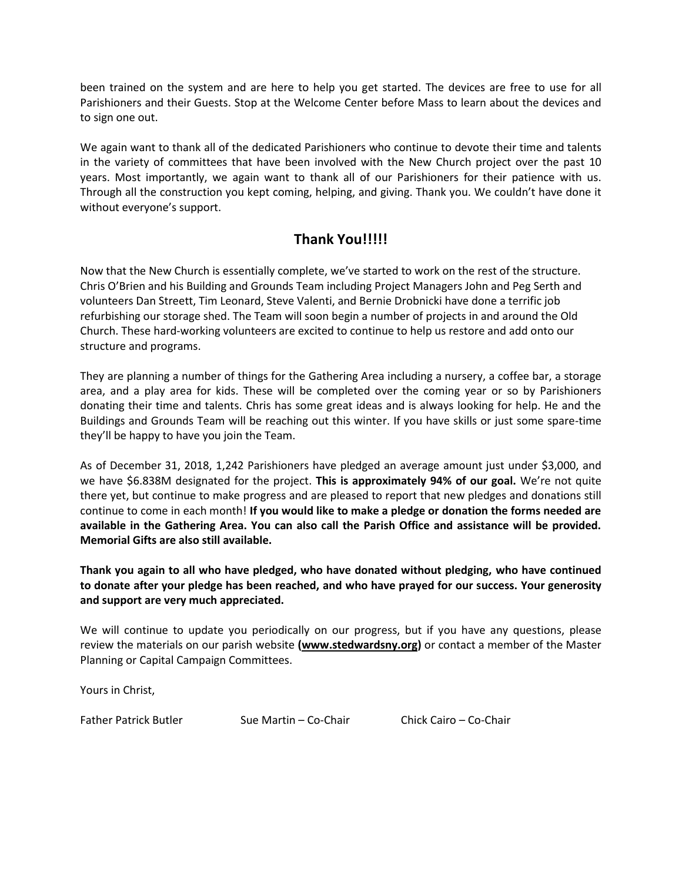been trained on the system and are here to help you get started. The devices are free to use for all Parishioners and their Guests. Stop at the Welcome Center before Mass to learn about the devices and to sign one out.

We again want to thank all of the dedicated Parishioners who continue to devote their time and talents in the variety of committees that have been involved with the New Church project over the past 10 years. Most importantly, we again want to thank all of our Parishioners for their patience with us. Through all the construction you kept coming, helping, and giving. Thank you. We couldn't have done it without everyone's support.

## Thank You!!!!!

Now that the New Church is essentially complete, we've started to work on the rest of the structure. Chris O'Brien and his Building and Grounds Team including Project Managers John and Peg Serth and volunteers Dan Streett, Tim Leonard, Steve Valenti, and Bernie Drobnicki have done a terrific job refurbishing our storage shed. The Team will soon begin a number of projects in and around the Old Church. These hard-working volunteers are excited to continue to help us restore and add onto our structure and programs.

They are planning a number of things for the Gathering Area including a nursery, a coffee bar, a storage area, and a play area for kids. These will be completed over the coming year or so by Parishioners donating their time and talents. Chris has some great ideas and is always looking for help. He and the Buildings and Grounds Team will be reaching out this winter. If you have skills or just some spare-time they'll be happy to have you join the Team.

As of December 31, 2018, 1,242 Parishioners have pledged an average amount just under $3,000, and we have $6.838M designated for the project. **This is approximately 94% of our goal.** We're not quite there yet, but continue to make progress and are pleased to report that new pledges and donations still continue to come in each month! **If you would like to make a pledge or donation the forms needed are available in the Gathering Area. You can also call the Parish Office and assistance will be provided. Memorial Gifts are also still available.**

**Thank you again to all who have pledged, who have donated without pledging, who have continued to donate after your pledge has been reached, and who have prayed for our success. Your generosity and support are very much appreciated.**

We will continue to update you periodically on our progress, but if you have any questions, please review the materials on our parish website **(www.stedwardsny.org)** or contact a member of the Master Planning or Capital Campaign Committees.

Yours in Christ,

Father Patrick Butler    Sue Martin – Co-Chair    Chick Cairo – Co-Chair